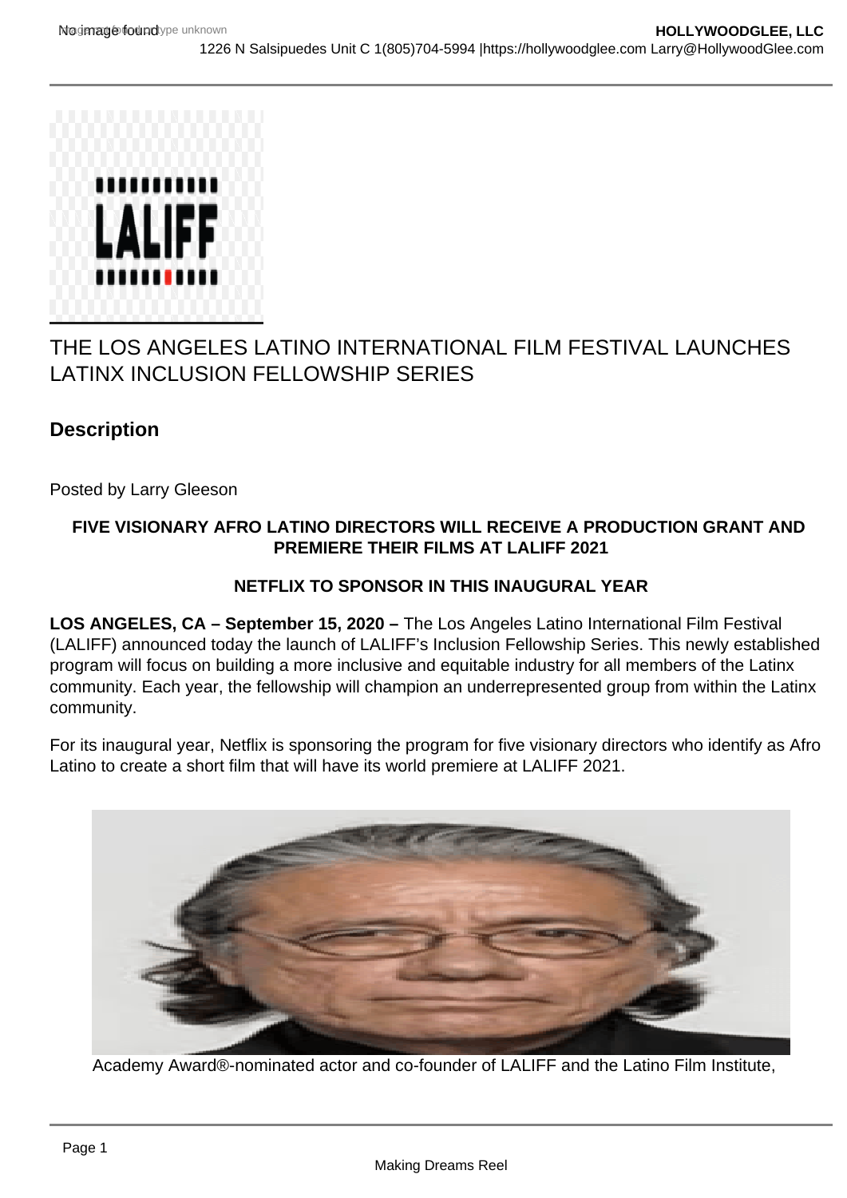# THE LOS ANGELES LATINO INTERNATIONAL FILM FESTIVAL LAUNCHES LATINX INCLUSION FELLOWSHIP SERIES

## Description

Posted by Larry Gleeson

**FIVE VISIONARY AFRO LATINO DIRECTORS WILL RECEIVE A PRODUCTION GRANT AND PREMIERE THEIR FILMS AT LALIFF 2021**

**NETFLIX TO SPONSOR IN THIS INAUGURAL YEAR**

**LOS ANGELES, CA – September 15, 2020 –** The Los Angeles Latino International Film Festival (LALIFF) announced today the launch of LALIFF's Inclusion Fellowship Series. This newly established program will focus on building a more inclusive and equitable industry for all members of the Latinx community. Each year, the fellowship will champion an underrepresented group from within the Latinx community.

For its inaugural year, Netflix is sponsoring the program for five visionary directors who identify as Afro Latino to create a short film that will have its world premiere at LALIFF 2021.

Academy Award®-nominated actor and co-founder of LALIFF and the Latino Film Institute,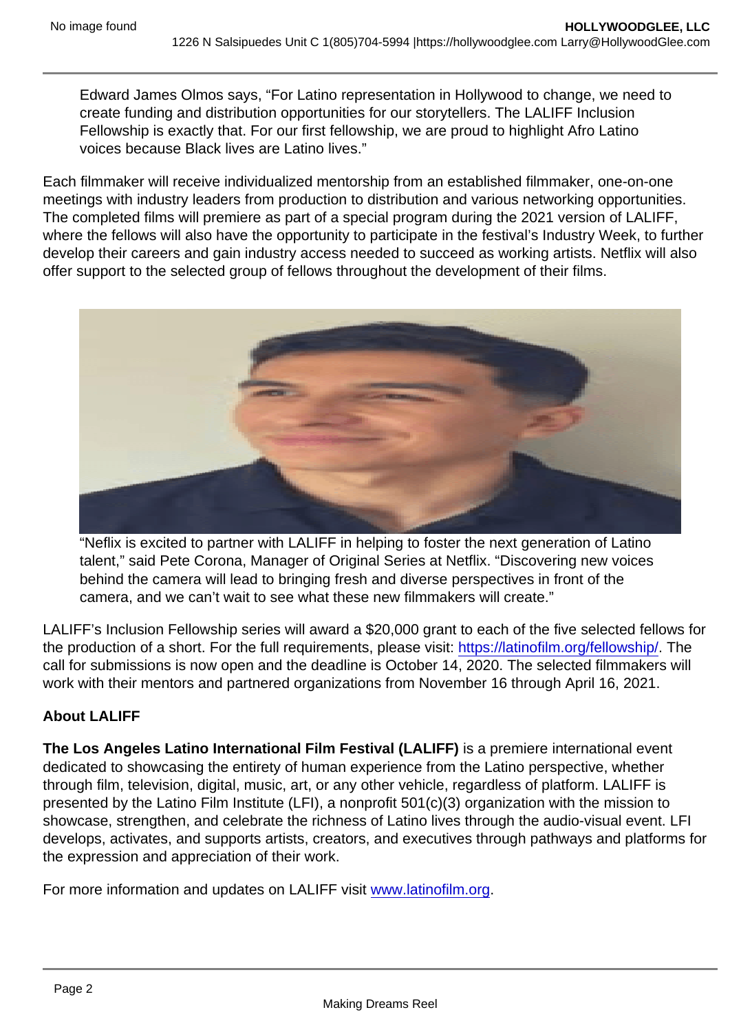Edward James Olmos says, "For Latino representation in Hollywood to change, we need to create funding and distribution opportunities for our storytellers. The LALIFF Inclusion Fellowship is exactly that. For our first fellowship, we are proud to highlight Afro Latino voices because Black lives are Latino lives."

Each filmmaker will receive individualized mentorship from an established filmmaker, one-on-one meetings with industry leaders from production to distribution and various networking opportunities. The completed films will premiere as part of a special program during the 2021 version of LALIFF, where the fellows will also have the opportunity to participate in the festival's Industry Week, to further develop their careers and gain industry access needed to succeed as working artists. Netflix will also offer support to the selected group of fellows throughout the development of their films.

"Neflix is excited to partner with LALIFF in helping to foster the next generation of Latino talent," said Pete Corona, Manager of Original Series at Netflix. "Discovering new voices behind the camera will lead to bringing fresh and diverse perspectives in front of the camera, and we can't wait to see what these new filmmakers will create."

LALIFF's Inclusion Fellowship series will award a $20,000 grant to each of the five selected fellows for the production of a short. For the full requirements, please visit: https://latinofilm.org/fellowship/. The call for submissions is now open and the deadline is October 14, 2020. The selected filmmakers will work with their mentors and partnered organizations from November 16 through April 16, 2021.

**About LALIFF**

**The Los Angeles Latino International Film Festival (LALIFF)** is a premiere international event dedicated to showcasing the entirety of human experience from the Latino perspective, whether through film, television, digital, music, art, or any other vehicle, regardless of platform. LALIFF is presented by the Latino Film Institute (LFI), a nonprofit 501(c)(3) organization with the mission to showcase, strengthen, and celebrate the richness of Latino lives through the audio-visual event. LFI develops, activates, and supports artists, creators, and executives through pathways and platforms for the expression and appreciation of their work.

For more information and updates on LALIFF visit www.latinofilm.org.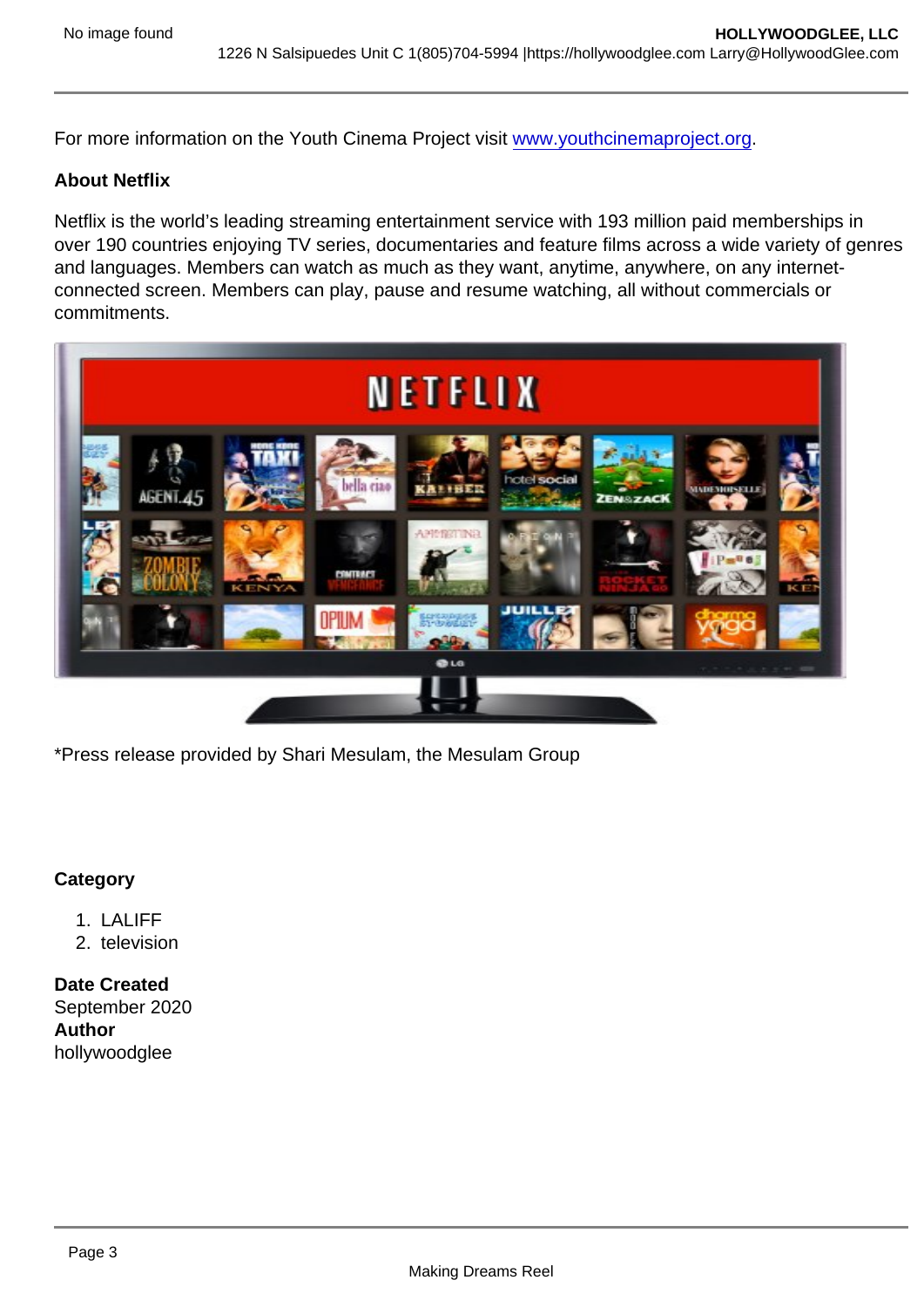For more information on the Youth Cinema Project visit www.youthcinemaproject.org.

**About Netflix**

Netflix is the world's leading streaming entertainment service with 193 million paid memberships in over 190 countries enjoying TV series, documentaries and feature films across a wide variety of genres and languages. Members can watch as much as they want, anytime, anywhere, on any internet-connected screen. Members can play, pause and resume watching, all without commercials or commitments.

*Press release provided by Shari Mesulam, the Mesulam Group

**Category**

1. LALIFF
2. television

**Date Created**
September 2020
**Author**
hollywoodglee